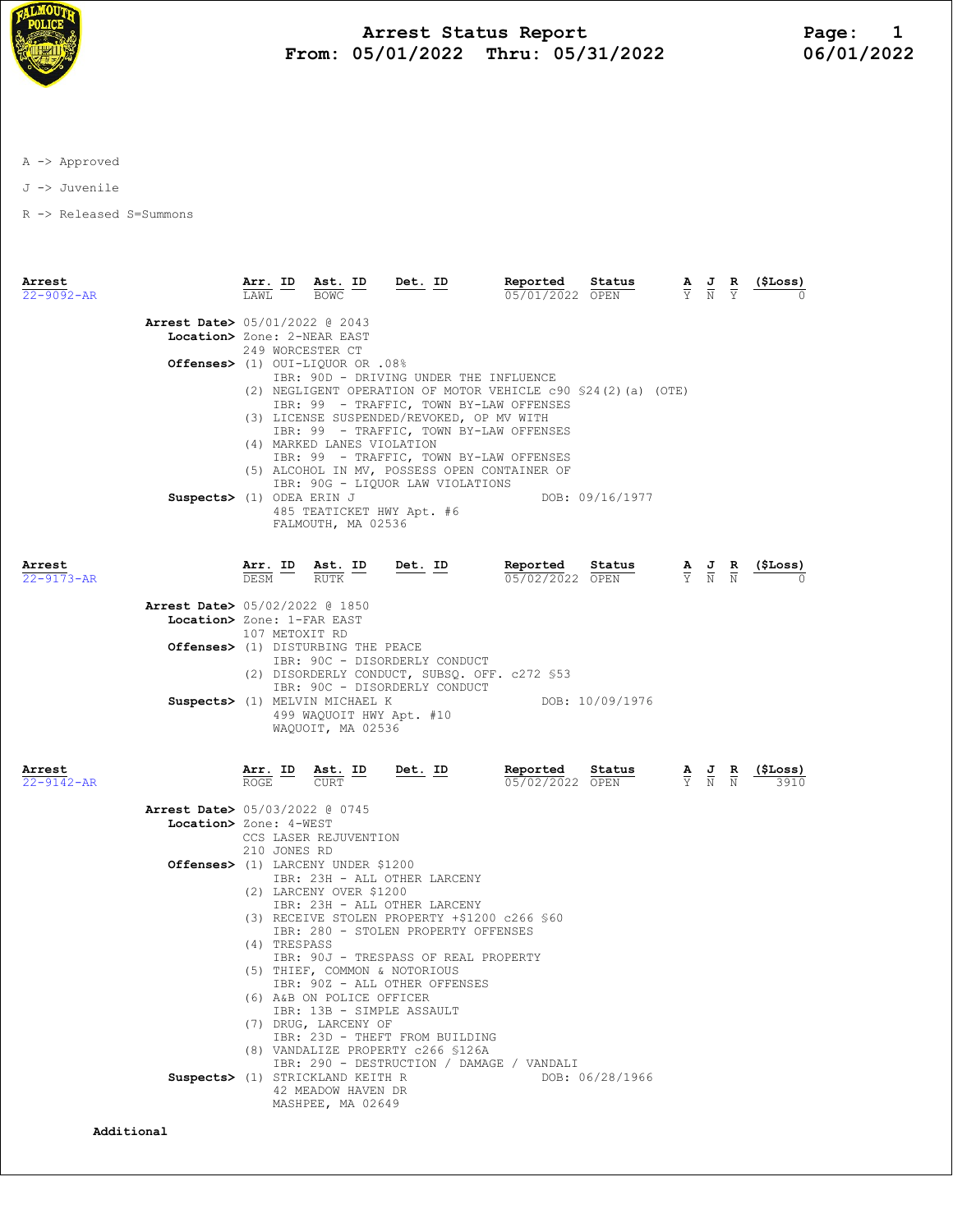# Arrest Status Report

**From: 05/01/2022 Thru: 05/31/2022**

06/01/2022

A -> Approved

J -> Juvenile

R -> Released S=Summons

| Arrest | Arr. ID | Ast. ID | Det. ID | Reported | Status | A | J | R | ($Loss) |
|---|---|---|---|---|---|---|---|---|---|
| 22-9092-AR | LAWL | BOWC | | 05/01/2022 | OPEN | Y | N | Y | 0 |

**Arrest Date>** 05/01/2022 @ 2043
**Location>** Zone: 2-NEAR EAST
249 WORCESTER CT
**Offenses>** (1) OUI-LIQUOR OR .08%
IBR: 90D - DRIVING UNDER THE INFLUENCE
(2) NEGLIGENT OPERATION OF MOTOR VEHICLE c90 §24(2)(a) (OTE)
IBR: 99 - TRAFFIC, TOWN BY-LAW OFFENSES
(3) LICENSE SUSPENDED/REVOKED, OP MV WITH
IBR: 99 - TRAFFIC, TOWN BY-LAW OFFENSES
(4) MARKED LANES VIOLATION
IBR: 99 - TRAFFIC, TOWN BY-LAW OFFENSES
(5) ALCOHOL IN MV, POSSESS OPEN CONTAINER OF
IBR: 90G - LIQUOR LAW VIOLATIONS
**Suspects>** (1) ODEA ERIN J DOB: 09/16/1977
485 TEATICKET HWY Apt. #6
FALMOUTH, MA 02536

| Arrest | Arr. ID | Ast. ID | Det. ID | Reported | Status | A | J | R | ($Loss) |
|---|---|---|---|---|---|---|---|---|---|
| 22-9173-AR | DESM | RUTK | | 05/02/2022 | OPEN | Y | N | N | 0 |

**Arrest Date>** 05/02/2022 @ 1850
**Location>** Zone: 1-FAR EAST
107 METOXIT RD
**Offenses>** (1) DISTURBING THE PEACE
IBR: 90C - DISORDERLY CONDUCT
(2) DISORDERLY CONDUCT, SUBSQ. OFF. c272 §53
IBR: 90C - DISORDERLY CONDUCT
**Suspects>** (1) MELVIN MICHAEL K DOB: 10/09/1976
499 WAQUOIT HWY Apt. #10
WAQUOIT, MA 02536

| Arrest | Arr. ID | Ast. ID | Det. ID | Reported | Status | A | J | R | ($Loss) |
|---|---|---|---|---|---|---|---|---|---|
| 22-9142-AR | ROGE | CURT | | 05/02/2022 | OPEN | Y | N | N | 3910 |

**Arrest Date>** 05/03/2022 @ 0745
**Location>** Zone: 4-WEST
CCS LASER REJUVENTION
210 JONES RD
**Offenses>** (1) LARCENY UNDER $1200
IBR: 23H - ALL OTHER LARCENY
(2) LARCENY OVER $1200
IBR: 23H - ALL OTHER LARCENY
(3) RECEIVE STOLEN PROPERTY +$1200 c266 §60
IBR: 280 - STOLEN PROPERTY OFFENSES
(4) TRESPASS
IBR: 90J - TRESPASS OF REAL PROPERTY
(5) THIEF, COMMON & NOTORIOUS
IBR: 90Z - ALL OTHER OFFENSES
(6) A&B ON POLICE OFFICER
IBR: 13B - SIMPLE ASSAULT
(7) DRUG, LARCENY OF
IBR: 23D - THEFT FROM BUILDING
(8) VANDALIZE PROPERTY c266 §126A
IBR: 290 - DESTRUCTION / DAMAGE / VANDALI
**Suspects>** (1) STRICKLAND KEITH R DOB: 06/28/1966
42 MEADOW HAVEN DR
MASHPEE, MA 02649

**Additional**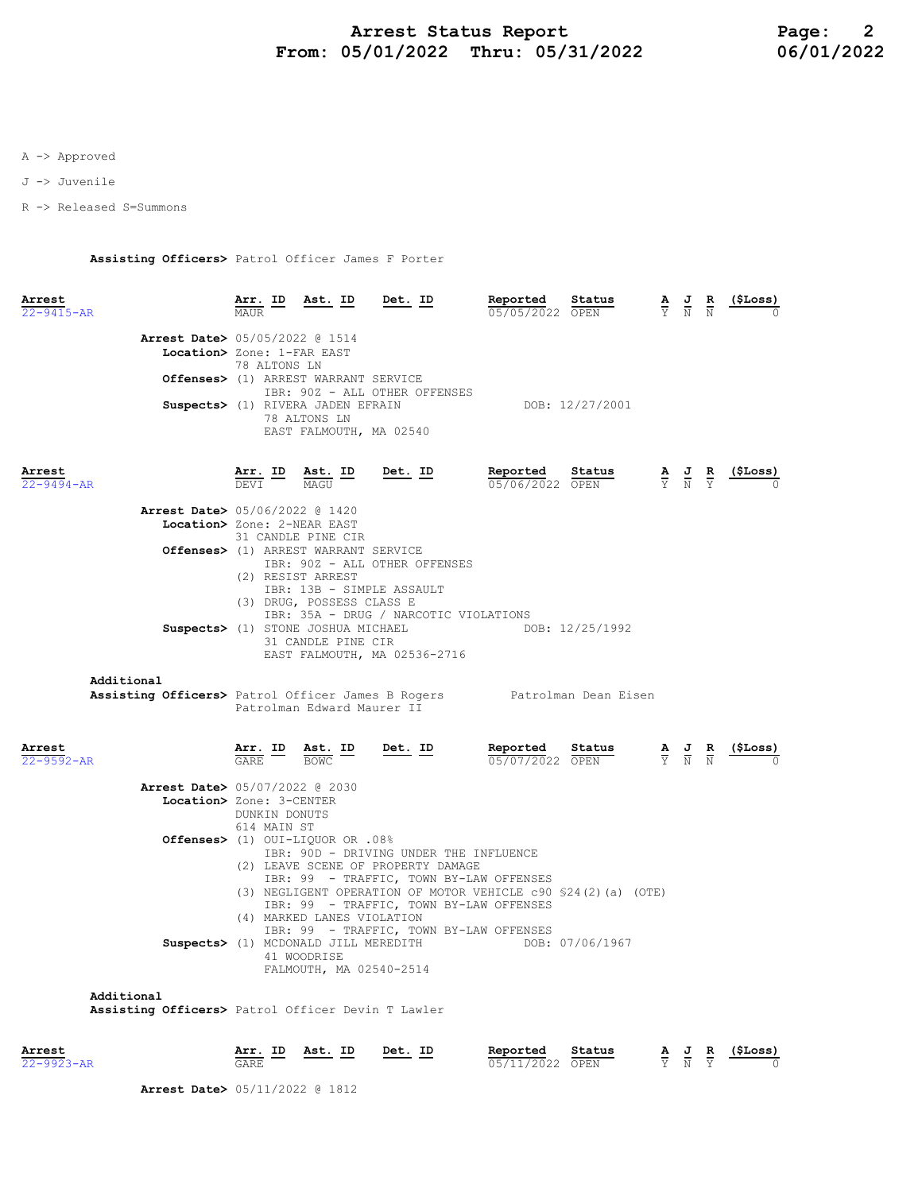A -> Approved

J -> Juvenile

R -> Released S=Summons

**Assisting Officers>** Patrol Officer James F Porter

| Arrest | Arr. ID | Ast. ID | Det. ID | Reported | Status | A | J | R | ($Loss) |
|---|---|---|---|---|---|---|---|---|---|
| 22-9415-AR | MAUR | | | 05/05/2022 | OPEN | Y | N | N | 0 |

**Arrest Date>** 05/05/2022 @ 1514
**Location>** Zone: 1-FAR EAST
78 ALTONS LN
**Offenses>** (1) ARREST WARRANT SERVICE
IBR: 90Z - ALL OTHER OFFENSES
**Suspects>** (1) RIVERA JADEN EFRAIN DOB: 12/27/2001
78 ALTONS LN
EAST FALMOUTH, MA 02540

| Arrest | Arr. ID | Ast. ID | Det. ID | Reported | Status | A | J | R | ($Loss) |
|---|---|---|---|---|---|---|---|---|---|
| 22-9494-AR | DEVI | MAGU | | 05/06/2022 | OPEN | Y | N | Y | 0 |

**Arrest Date>** 05/06/2022 @ 1420
**Location>** Zone: 2-NEAR EAST
31 CANDLE PINE CIR
**Offenses>** (1) ARREST WARRANT SERVICE
IBR: 90Z - ALL OTHER OFFENSES
(2) RESIST ARREST
IBR: 13B - SIMPLE ASSAULT
(3) DRUG, POSSESS CLASS E
IBR: 35A - DRUG / NARCOTIC VIOLATIONS
**Suspects>** (1) STONE JOSHUA MICHAEL DOB: 12/25/1992
31 CANDLE PINE CIR
EAST FALMOUTH, MA 02536-2716

**Additional**
**Assisting Officers>** Patrol Officer James B Rogers Patrolman Dean Eisen
Patrolman Edward Maurer II

| Arrest | Arr. ID | Ast. ID | Det. ID | Reported | Status | A | J | R | ($Loss) |
|---|---|---|---|---|---|---|---|---|---|
| 22-9592-AR | GARE | BOWC | | 05/07/2022 | OPEN | Y | N | N | 0 |

**Arrest Date>** 05/07/2022 @ 2030
**Location>** Zone: 3-CENTER
DUNKIN DONUTS
614 MAIN ST
**Offenses>** (1) OUI-LIQUOR OR .08%
IBR: 90D - DRIVING UNDER THE INFLUENCE
(2) LEAVE SCENE OF PROPERTY DAMAGE
IBR: 99 - TRAFFIC, TOWN BY-LAW OFFENSES
(3) NEGLIGENT OPERATION OF MOTOR VEHICLE c90 §24(2)(a) (OTE)
IBR: 99 - TRAFFIC, TOWN BY-LAW OFFENSES
(4) MARKED LANES VIOLATION
IBR: 99 - TRAFFIC, TOWN BY-LAW OFFENSES
**Suspects>** (1) MCDONALD JILL MEREDITH DOB: 07/06/1967
41 WOODRISE
FALMOUTH, MA 02540-2514

**Additional**
**Assisting Officers>** Patrol Officer Devin T Lawler

| Arrest | Arr. ID | Ast. ID | Det. ID | Reported | Status | A | J | R | ($Loss) |
|---|---|---|---|---|---|---|---|---|---|
| 22-9923-AR | GARE | | | 05/11/2022 | OPEN | Y | N | Y | 0 |

**Arrest Date>** 05/11/2022 @ 1812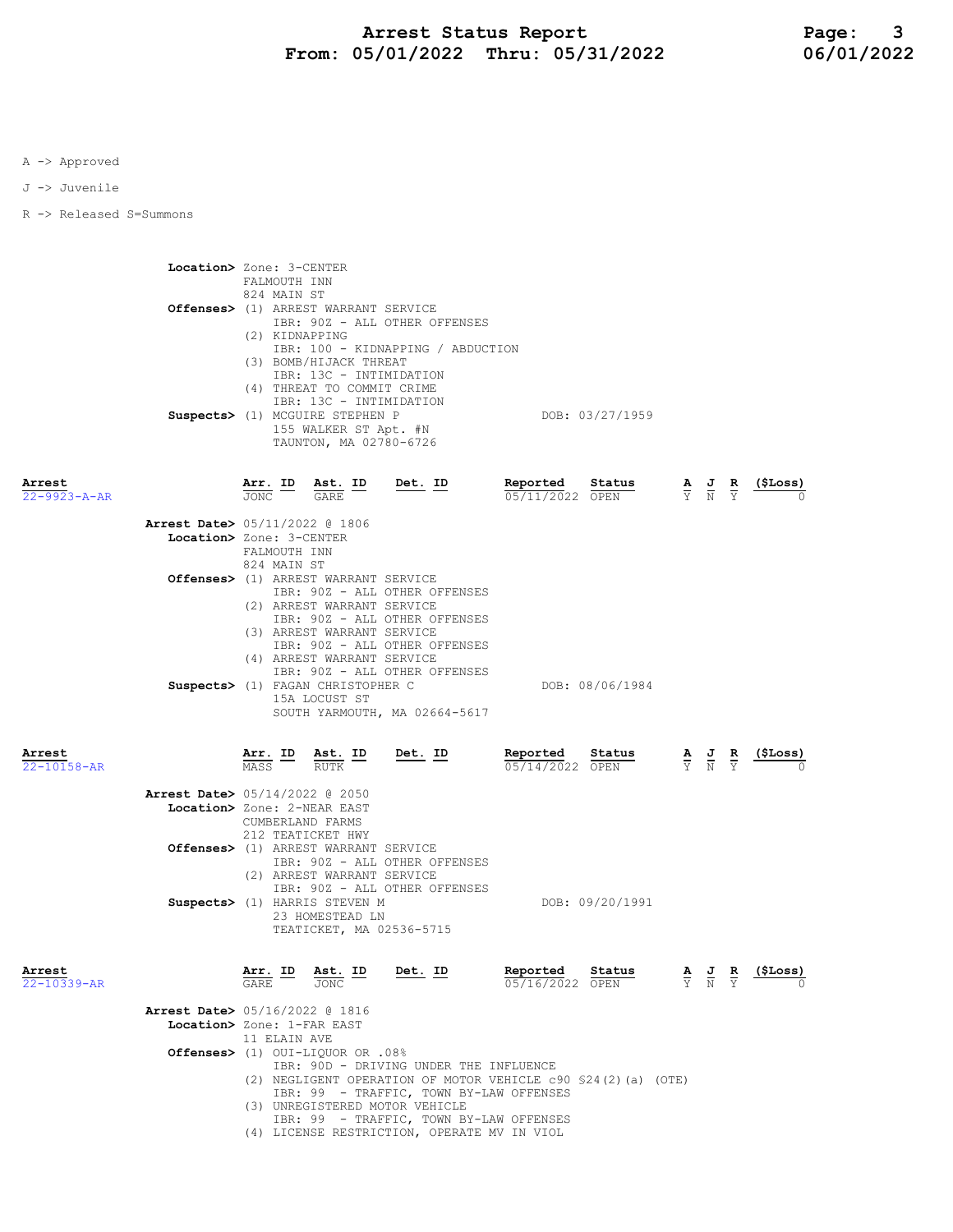A -> Approved

J -> Juvenile

R -> Released S=Summons

**Location>** Zone: 3-CENTER
FALMOUTH INN
824 MAIN ST

**Offenses>** (1) ARREST WARRANT SERVICE
IBR: 90Z - ALL OTHER OFFENSES
(2) KIDNAPPING
IBR: 100 - KIDNAPPING / ABDUCTION
(3) BOMB/HIJACK THREAT
IBR: 13C - INTIMIDATION
(4) THREAT TO COMMIT CRIME
IBR: 13C - INTIMIDATION

**Suspects>** (1) MCGUIRE STEPHEN P — DOB: 03/27/1959
155 WALKER ST Apt. #N
TAUNTON, MA 02780-6726

| Arrest | Arr. ID | Ast. ID | Det. ID | Reported | Status | A | J | R | ($Loss) |
|---|---|---|---|---|---|---|---|---|---|
| 22-9923-A-AR | JONC | GARE | | 05/11/2022 | OPEN | Y | N | Y | 0 |

**Arrest Date>** 05/11/2022 @ 1806

**Location>** Zone: 3-CENTER
FALMOUTH INN
824 MAIN ST

**Offenses>** (1) ARREST WARRANT SERVICE
IBR: 90Z - ALL OTHER OFFENSES
(2) ARREST WARRANT SERVICE
IBR: 90Z - ALL OTHER OFFENSES
(3) ARREST WARRANT SERVICE
IBR: 90Z - ALL OTHER OFFENSES
(4) ARREST WARRANT SERVICE
IBR: 90Z - ALL OTHER OFFENSES

**Suspects>** (1) FAGAN CHRISTOPHER C — DOB: 08/06/1984
15A LOCUST ST
SOUTH YARMOUTH, MA 02664-5617

| Arrest | Arr. ID | Ast. ID | Det. ID | Reported | Status | A | J | R | ($Loss) |
|---|---|---|---|---|---|---|---|---|---|
| 22-10158-AR | MASS | RUTK | | 05/14/2022 | OPEN | Y | N | Y | 0 |

**Arrest Date>** 05/14/2022 @ 2050

**Location>** Zone: 2-NEAR EAST
CUMBERLAND FARMS
212 TEATICKET HWY

**Offenses>** (1) ARREST WARRANT SERVICE
IBR: 90Z - ALL OTHER OFFENSES
(2) ARREST WARRANT SERVICE
IBR: 90Z - ALL OTHER OFFENSES

**Suspects>** (1) HARRIS STEVEN M — DOB: 09/20/1991
23 HOMESTEAD LN
TEATICKET, MA 02536-5715

| Arrest | Arr. ID | Ast. ID | Det. ID | Reported | Status | A | J | R | ($Loss) |
|---|---|---|---|---|---|---|---|---|---|
| 22-10339-AR | GARE | JONC | | 05/16/2022 | OPEN | Y | N | Y | 0 |

**Arrest Date>** 05/16/2022 @ 1816

**Location>** Zone: 1-FAR EAST
11 ELAIN AVE

**Offenses>** (1) OUI-LIQUOR OR .08%
IBR: 90D - DRIVING UNDER THE INFLUENCE
(2) NEGLIGENT OPERATION OF MOTOR VEHICLE c90 §24(2)(a) (OTE)
IBR: 99 - TRAFFIC, TOWN BY-LAW OFFENSES
(3) UNREGISTERED MOTOR VEHICLE
IBR: 99 - TRAFFIC, TOWN BY-LAW OFFENSES
(4) LICENSE RESTRICTION, OPERATE MV IN VIOL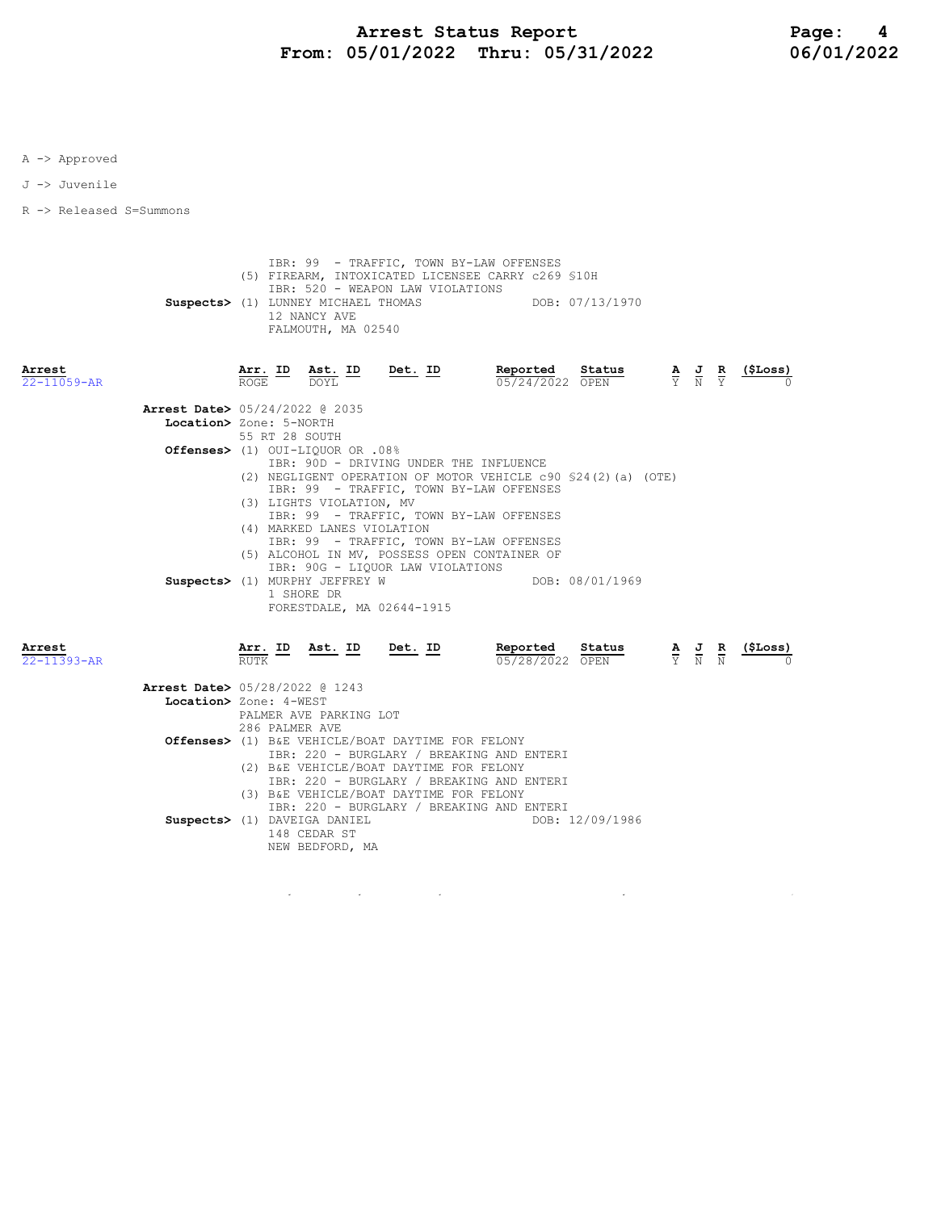A -> Approved

J -> Juvenile

R -> Released S=Summons

IBR: 99 - TRAFFIC, TOWN BY-LAW OFFENSES
(5) FIREARM, INTOXICATED LICENSEE CARRY c269 §10H
IBR: 520 - WEAPON LAW VIOLATIONS

**Suspects>** (1) LUNNEY MICHAEL THOMAS DOB: 07/13/1970
12 NANCY AVE
FALMOUTH, MA 02540

| Arrest | Arr. ID | Ast. ID | Det. ID | Reported | Status | A | J | R | ($Loss) |
|---|---|---|---|---|---|---|---|---|---|
| 22-11059-AR | ROGE | DOYL | | 05/24/2022 | OPEN | Y | N | Y | 0 |

**Arrest Date>** 05/24/2022 @ 2035
**Location>** Zone: 5-NORTH
55 RT 28 SOUTH
**Offenses>** (1) OUI-LIQUOR OR .08%
IBR: 90D - DRIVING UNDER THE INFLUENCE
(2) NEGLIGENT OPERATION OF MOTOR VEHICLE c90 §24(2)(a) (OTE)
IBR: 99 - TRAFFIC, TOWN BY-LAW OFFENSES
(3) LIGHTS VIOLATION, MV
IBR: 99 - TRAFFIC, TOWN BY-LAW OFFENSES
(4) MARKED LANES VIOLATION
IBR: 99 - TRAFFIC, TOWN BY-LAW OFFENSES
(5) ALCOHOL IN MV, POSSESS OPEN CONTAINER OF
IBR: 90G - LIQUOR LAW VIOLATIONS
**Suspects>** (1) MURPHY JEFFREY W DOB: 08/01/1969
1 SHORE DR
FORESTDALE, MA 02644-1915

| Arrest | Arr. ID | Ast. ID | Det. ID | Reported | Status | A | J | R | ($Loss) |
|---|---|---|---|---|---|---|---|---|---|
| 22-11393-AR | RUTK | | | 05/28/2022 | OPEN | Y | N | N | 0 |

**Arrest Date>** 05/28/2022 @ 1243
**Location>** Zone: 4-WEST
PALMER AVE PARKING LOT
286 PALMER AVE
**Offenses>** (1) B&E VEHICLE/BOAT DAYTIME FOR FELONY
IBR: 220 - BURGLARY / BREAKING AND ENTERI
(2) B&E VEHICLE/BOAT DAYTIME FOR FELONY
IBR: 220 - BURGLARY / BREAKING AND ENTERI
(3) B&E VEHICLE/BOAT DAYTIME FOR FELONY
IBR: 220 - BURGLARY / BREAKING AND ENTERI
**Suspects>** (1) DAVEIGA DANIEL DOB: 12/09/1986
148 CEDAR ST
NEW BEDFORD, MA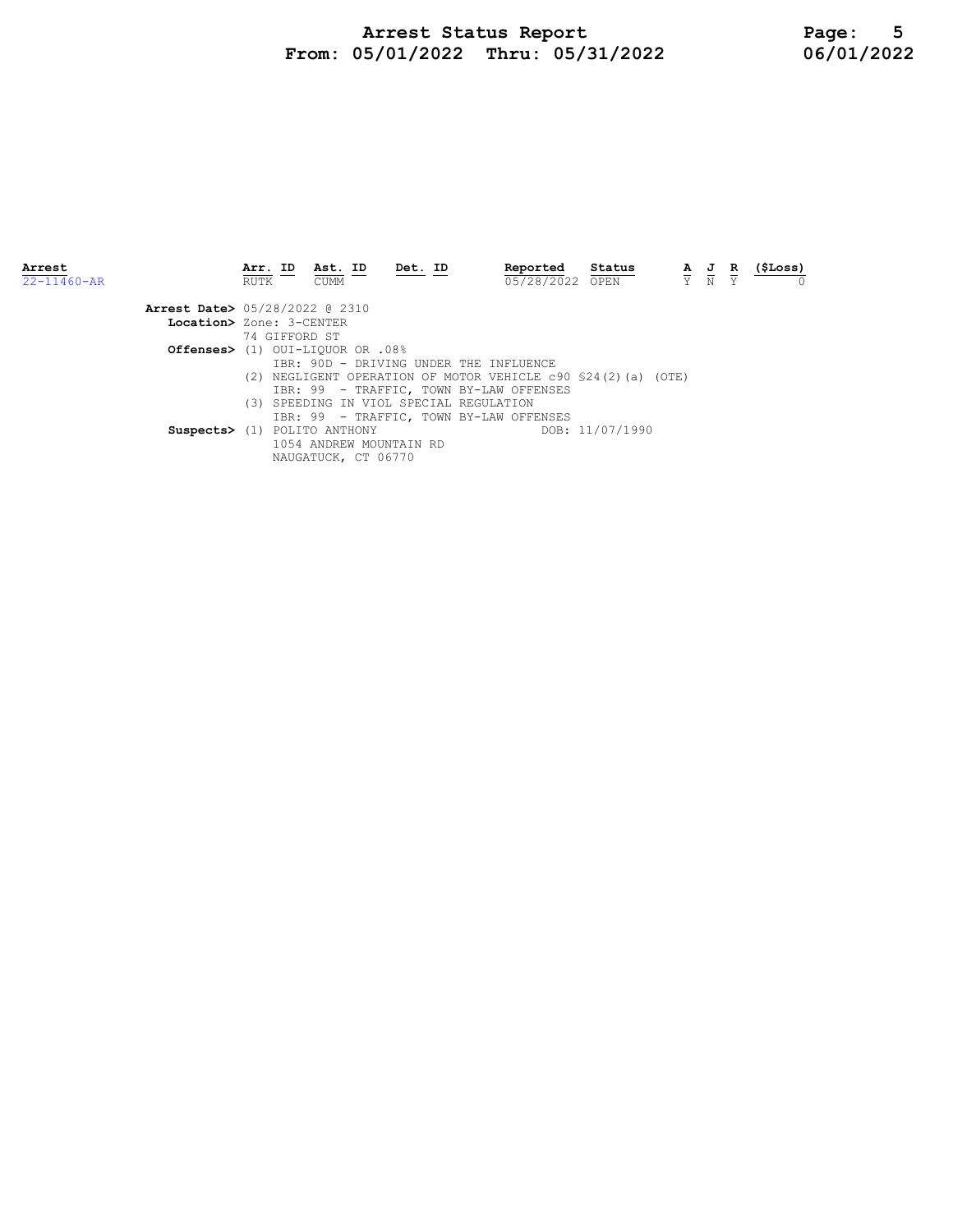# Arrest Status Report
## From: 05/01/2022 Thru: 05/31/2022

| Arrest | Arr. ID | Ast. ID | Det. ID | Reported | Status | A | J | R | ($Loss) |
|---|---|---|---|---|---|---|---|---|---|
| 22-11460-AR | RUTK | CUMM | | 05/28/2022 | OPEN | Y | N | Y | 0 |

**Arrest Date>** 05/28/2022 @ 2310

**Location>** Zone: 3-CENTER
74 GIFFORD ST

**Offenses>**
(1) OUI-LIQUOR OR .08%
IBR: 90D - DRIVING UNDER THE INFLUENCE
(2) NEGLIGENT OPERATION OF MOTOR VEHICLE c90 §24(2)(a) (OTE)
IBR: 99 - TRAFFIC, TOWN BY-LAW OFFENSES
(3) SPEEDING IN VIOL SPECIAL REGULATION
IBR: 99 - TRAFFIC, TOWN BY-LAW OFFENSES

**Suspects>**
(1) POLITO ANTHONY DOB: 11/07/1990
1054 ANDREW MOUNTAIN RD
NAUGATUCK, CT 06770